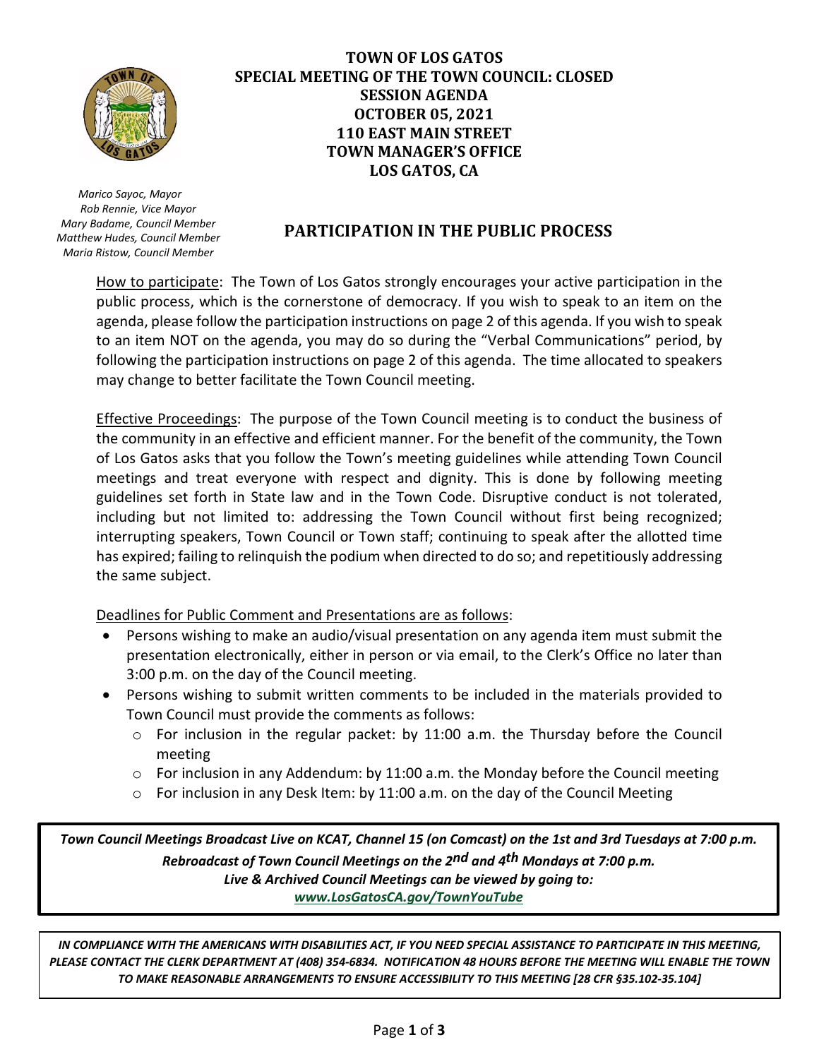# TOWN OF LOS GATOS
# SPECIAL MEETING OF THE TOWN COUNCIL: CLOSED SESSION AGENDA
# OCTOBER 05, 2021
# 110 EAST MAIN STREET
# TOWN MANAGER'S OFFICE
# LOS GATOS, CA

*Marico Sayoc, Mayor*
*Rob Rennie, Vice Mayor*
*Mary Badame, Council Member*
*Matthew Hudes, Council Member*
*Maria Ristow, Council Member*

## PARTICIPATION IN THE PUBLIC PROCESS

How to participate: The Town of Los Gatos strongly encourages your active participation in the public process, which is the cornerstone of democracy. If you wish to speak to an item on the agenda, please follow the participation instructions on page 2 of this agenda. If you wish to speak to an item NOT on the agenda, you may do so during the "Verbal Communications" period, by following the participation instructions on page 2 of this agenda. The time allocated to speakers may change to better facilitate the Town Council meeting.

Effective Proceedings: The purpose of the Town Council meeting is to conduct the business of the community in an effective and efficient manner. For the benefit of the community, the Town of Los Gatos asks that you follow the Town's meeting guidelines while attending Town Council meetings and treat everyone with respect and dignity. This is done by following meeting guidelines set forth in State law and in the Town Code. Disruptive conduct is not tolerated, including but not limited to: addressing the Town Council without first being recognized; interrupting speakers, Town Council or Town staff; continuing to speak after the allotted time has expired; failing to relinquish the podium when directed to do so; and repetitiously addressing the same subject.

Deadlines for Public Comment and Presentations are as follows:

- Persons wishing to make an audio/visual presentation on any agenda item must submit the presentation electronically, either in person or via email, to the Clerk's Office no later than 3:00 p.m. on the day of the Council meeting.
- Persons wishing to submit written comments to be included in the materials provided to Town Council must provide the comments as follows:
  - For inclusion in the regular packet: by 11:00 a.m. the Thursday before the Council meeting
  - For inclusion in any Addendum: by 11:00 a.m. the Monday before the Council meeting
  - For inclusion in any Desk Item: by 11:00 a.m. on the day of the Council Meeting

***Town Council Meetings Broadcast Live on KCAT, Channel 15 (on Comcast) on the 1st and 3rd Tuesdays at 7:00 p.m.***
***Rebroadcast of Town Council Meetings on the 2nd and 4th Mondays at 7:00 p.m.***
***Live & Archived Council Meetings can be viewed by going to:***
***www.LosGatosCA.gov/TownYouTube***

*IN COMPLIANCE WITH THE AMERICANS WITH DISABILITIES ACT, IF YOU NEED SPECIAL ASSISTANCE TO PARTICIPATE IN THIS MEETING, PLEASE CONTACT THE CLERK DEPARTMENT AT (408) 354-6834. NOTIFICATION 48 HOURS BEFORE THE MEETING WILL ENABLE THE TOWN TO MAKE REASONABLE ARRANGEMENTS TO ENSURE ACCESSIBILITY TO THIS MEETING [28 CFR §35.102-35.104]*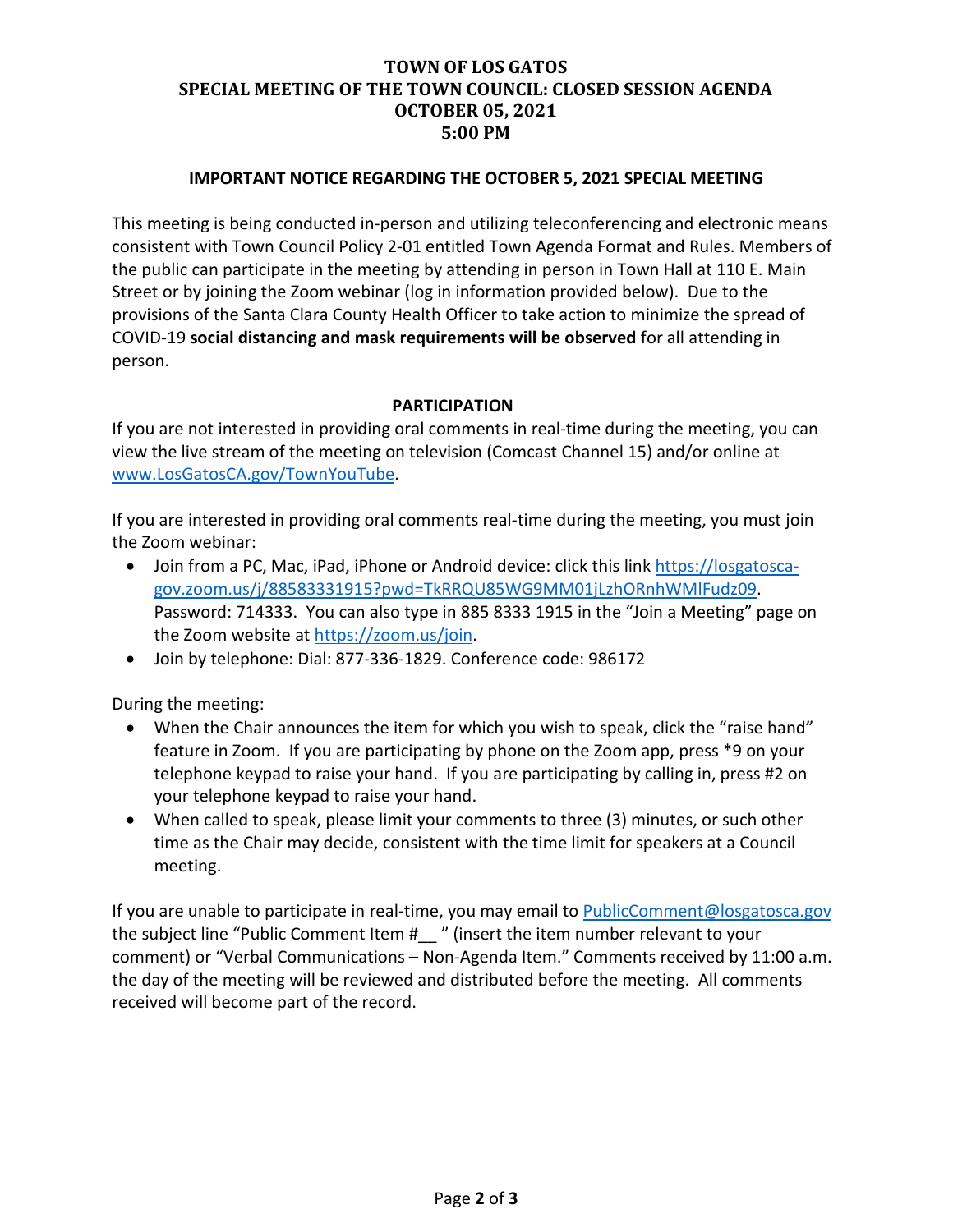# TOWN OF LOS GATOS
# SPECIAL MEETING OF THE TOWN COUNCIL: CLOSED SESSION AGENDA
# OCTOBER 05, 2021
# 5:00 PM

## IMPORTANT NOTICE REGARDING THE OCTOBER 5, 2021 SPECIAL MEETING

This meeting is being conducted in-person and utilizing teleconferencing and electronic means consistent with Town Council Policy 2-01 entitled Town Agenda Format and Rules. Members of the public can participate in the meeting by attending in person in Town Hall at 110 E. Main Street or by joining the Zoom webinar (log in information provided below). Due to the provisions of the Santa Clara County Health Officer to take action to minimize the spread of COVID-19 **social distancing and mask requirements will be observed** for all attending in person.

## PARTICIPATION

If you are not interested in providing oral comments in real-time during the meeting, you can view the live stream of the meeting on television (Comcast Channel 15) and/or online at [www.LosGatosCA.gov/TownYouTube](www.LosGatosCA.gov/TownYouTube).

If you are interested in providing oral comments real-time during the meeting, you must join the Zoom webinar:

- Join from a PC, Mac, iPad, iPhone or Android device: click this link [https://losgatosca-gov.zoom.us/j/88583331915?pwd=TkRRQU85WG9MM01jLzhORnhWMlFudz09](https://losgatosca-gov.zoom.us/j/88583331915?pwd=TkRRQU85WG9MM01jLzhORnhWMlFudz09). Password: 714333. You can also type in 885 8333 1915 in the "Join a Meeting" page on the Zoom website at [https://zoom.us/join](https://zoom.us/join).
- Join by telephone: Dial: 877-336-1829. Conference code: 986172

During the meeting:

- When the Chair announces the item for which you wish to speak, click the "raise hand" feature in Zoom. If you are participating by phone on the Zoom app, press *9 on your telephone keypad to raise your hand. If you are participating by calling in, press #2 on your telephone keypad to raise your hand.
- When called to speak, please limit your comments to three (3) minutes, or such other time as the Chair may decide, consistent with the time limit for speakers at a Council meeting.

If you are unable to participate in real-time, you may email to [PublicComment@losgatosca.gov](mailto:PublicComment@losgatosca.gov) the subject line "Public Comment Item #__ " (insert the item number relevant to your comment) or "Verbal Communications – Non-Agenda Item." Comments received by 11:00 a.m. the day of the meeting will be reviewed and distributed before the meeting. All comments received will become part of the record.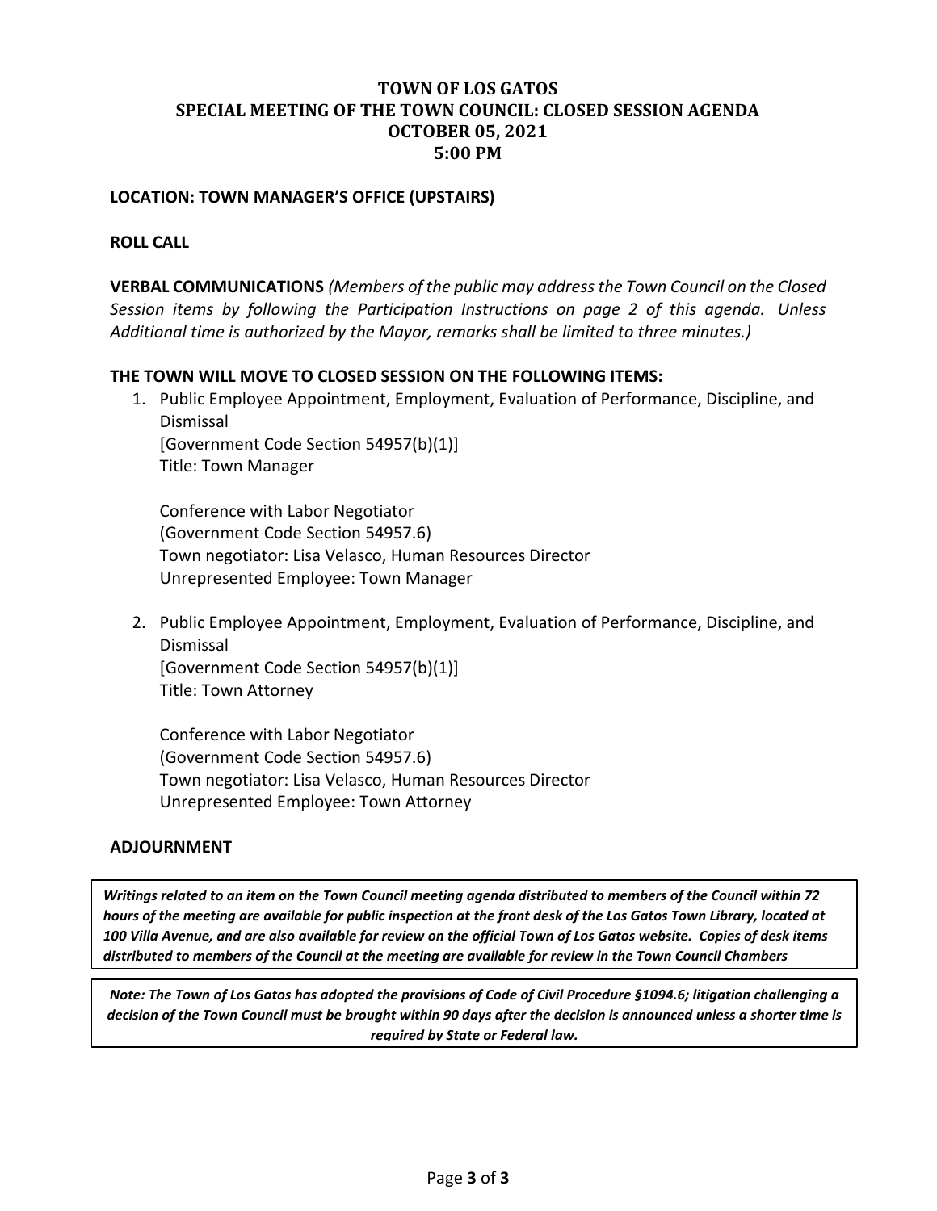# TOWN OF LOS GATOS
# SPECIAL MEETING OF THE TOWN COUNCIL: CLOSED SESSION AGENDA
# OCTOBER 05, 2021
# 5:00 PM

**LOCATION: TOWN MANAGER'S OFFICE (UPSTAIRS)**

**ROLL CALL**

**VERBAL COMMUNICATIONS** *(Members of the public may address the Town Council on the Closed Session items by following the Participation Instructions on page 2 of this agenda. Unless Additional time is authorized by the Mayor, remarks shall be limited to three minutes.)*

**THE TOWN WILL MOVE TO CLOSED SESSION ON THE FOLLOWING ITEMS:**

1. Public Employee Appointment, Employment, Evaluation of Performance, Discipline, and Dismissal
   [Government Code Section 54957(b)(1)]
   Title: Town Manager

   Conference with Labor Negotiator
   (Government Code Section 54957.6)
   Town negotiator: Lisa Velasco, Human Resources Director
   Unrepresented Employee: Town Manager

2. Public Employee Appointment, Employment, Evaluation of Performance, Discipline, and Dismissal
   [Government Code Section 54957(b)(1)]
   Title: Town Attorney

   Conference with Labor Negotiator
   (Government Code Section 54957.6)
   Town negotiator: Lisa Velasco, Human Resources Director
   Unrepresented Employee: Town Attorney

**ADJOURNMENT**

***Writings related to an item on the Town Council meeting agenda distributed to members of the Council within 72 hours of the meeting are available for public inspection at the front desk of the Los Gatos Town Library, located at 100 Villa Avenue, and are also available for review on the official Town of Los Gatos website. Copies of desk items distributed to members of the Council at the meeting are available for review in the Town Council Chambers***

***Note: The Town of Los Gatos has adopted the provisions of Code of Civil Procedure §1094.6; litigation challenging a decision of the Town Council must be brought within 90 days after the decision is announced unless a shorter time is required by State or Federal law.***